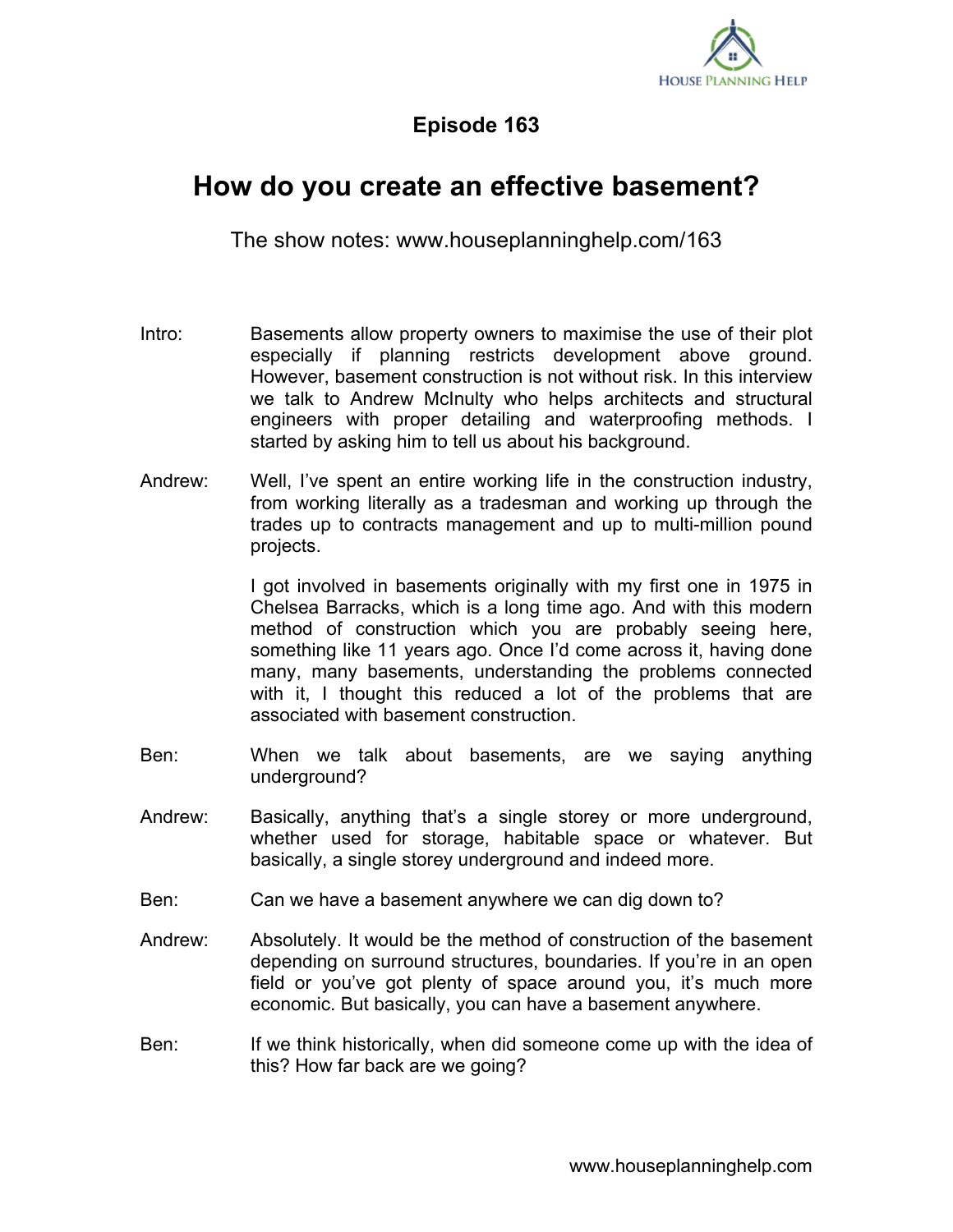## Episode 163

# How do you create an effective basement?

The show notes: www.houseplanninghelp.com/163

Intro: Basements allow property owners to maximise the use of their plot especially if planning restricts development above ground. However, basement construction is not without risk. In this interview we talk to Andrew McInulty who helps architects and structural engineers with proper detailing and waterproofing methods. I started by asking him to tell us about his background.

Andrew: Well, I've spent an entire working life in the construction industry, from working literally as a tradesman and working up through the trades up to contracts management and up to multi-million pound projects.

I got involved in basements originally with my first one in 1975 in Chelsea Barracks, which is a long time ago. And with this modern method of construction which you are probably seeing here, something like 11 years ago. Once I'd come across it, having done many, many basements, understanding the problems connected with it, I thought this reduced a lot of the problems that are associated with basement construction.

Ben: When we talk about basements, are we saying anything underground?

Andrew: Basically, anything that's a single storey or more underground, whether used for storage, habitable space or whatever. But basically, a single storey underground and indeed more.

Ben: Can we have a basement anywhere we can dig down to?

Andrew: Absolutely. It would be the method of construction of the basement depending on surround structures, boundaries. If you're in an open field or you've got plenty of space around you, it's much more economic. But basically, you can have a basement anywhere.

Ben: If we think historically, when did someone come up with the idea of this? How far back are we going?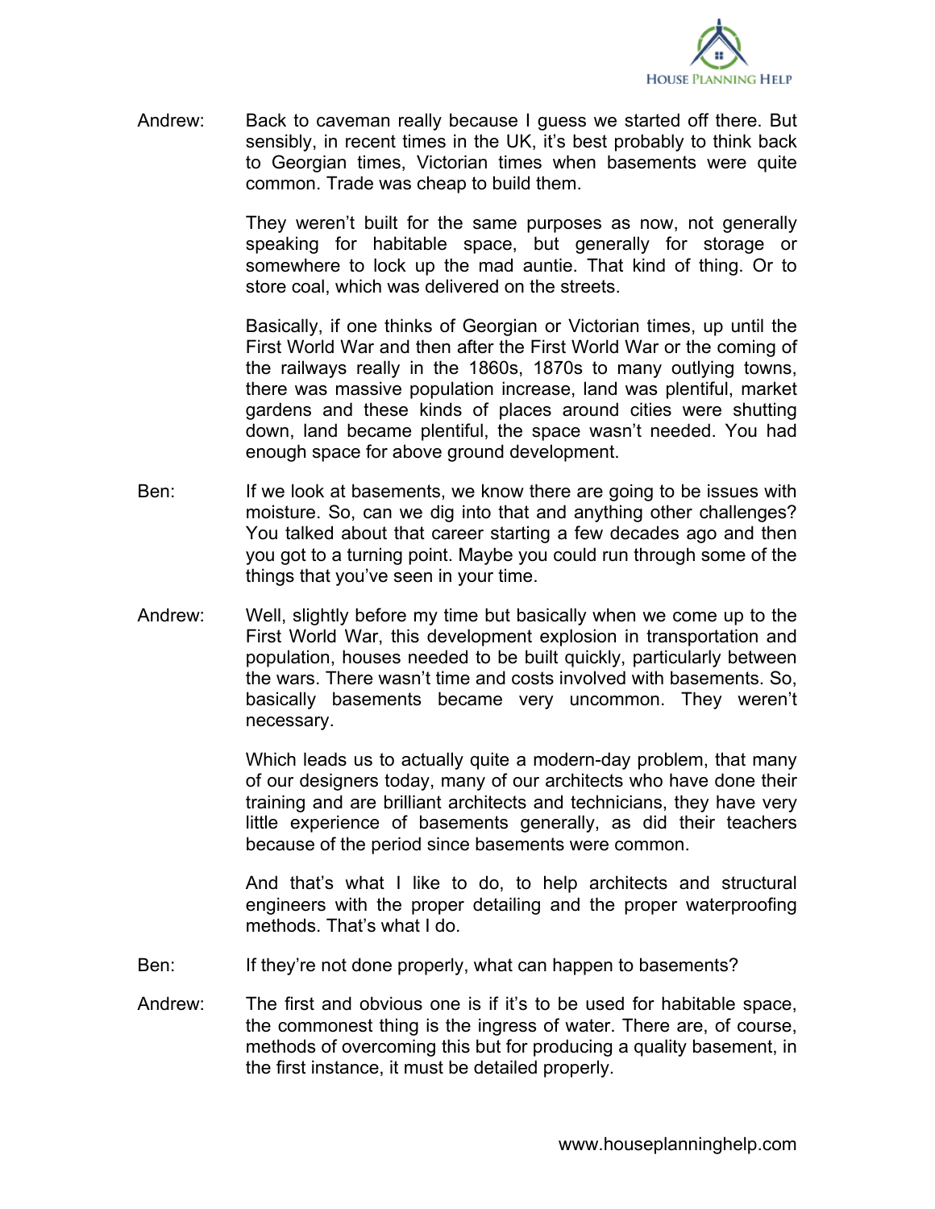Andrew: Back to caveman really because I guess we started off there. But sensibly, in recent times in the UK, it's best probably to think back to Georgian times, Victorian times when basements were quite common. Trade was cheap to build them.

They weren't built for the same purposes as now, not generally speaking for habitable space, but generally for storage or somewhere to lock up the mad auntie. That kind of thing. Or to store coal, which was delivered on the streets.

Basically, if one thinks of Georgian or Victorian times, up until the First World War and then after the First World War or the coming of the railways really in the 1860s, 1870s to many outlying towns, there was massive population increase, land was plentiful, market gardens and these kinds of places around cities were shutting down, land became plentiful, the space wasn't needed. You had enough space for above ground development.

Ben: If we look at basements, we know there are going to be issues with moisture. So, can we dig into that and anything other challenges? You talked about that career starting a few decades ago and then you got to a turning point. Maybe you could run through some of the things that you've seen in your time.

Andrew: Well, slightly before my time but basically when we come up to the First World War, this development explosion in transportation and population, houses needed to be built quickly, particularly between the wars. There wasn't time and costs involved with basements. So, basically basements became very uncommon. They weren't necessary.

Which leads us to actually quite a modern-day problem, that many of our designers today, many of our architects who have done their training and are brilliant architects and technicians, they have very little experience of basements generally, as did their teachers because of the period since basements were common.

And that's what I like to do, to help architects and structural engineers with the proper detailing and the proper waterproofing methods. That's what I do.

Ben: If they're not done properly, what can happen to basements?

Andrew: The first and obvious one is if it's to be used for habitable space, the commonest thing is the ingress of water. There are, of course, methods of overcoming this but for producing a quality basement, in the first instance, it must be detailed properly.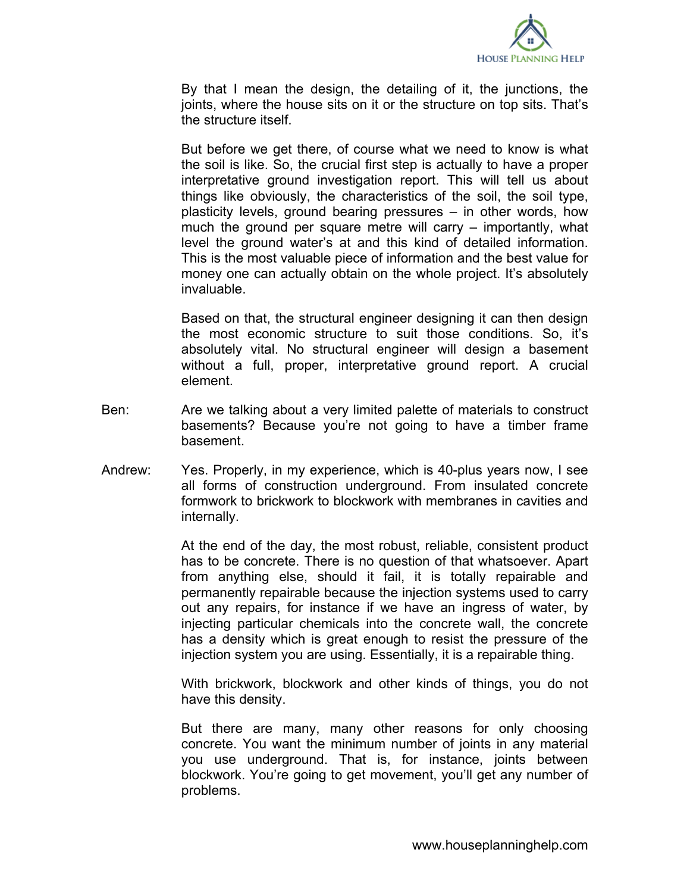By that I mean the design, the detailing of it, the junctions, the joints, where the house sits on it or the structure on top sits. That's the structure itself.

But before we get there, of course what we need to know is what the soil is like. So, the crucial first step is actually to have a proper interpretative ground investigation report. This will tell us about things like obviously, the characteristics of the soil, the soil type, plasticity levels, ground bearing pressures – in other words, how much the ground per square metre will carry – importantly, what level the ground water's at and this kind of detailed information. This is the most valuable piece of information and the best value for money one can actually obtain on the whole project. It's absolutely invaluable.

Based on that, the structural engineer designing it can then design the most economic structure to suit those conditions. So, it's absolutely vital. No structural engineer will design a basement without a full, proper, interpretative ground report. A crucial element.

Ben: Are we talking about a very limited palette of materials to construct basements? Because you're not going to have a timber frame basement.

Andrew: Yes. Properly, in my experience, which is 40-plus years now, I see all forms of construction underground. From insulated concrete formwork to brickwork to blockwork with membranes in cavities and internally.

At the end of the day, the most robust, reliable, consistent product has to be concrete. There is no question of that whatsoever. Apart from anything else, should it fail, it is totally repairable and permanently repairable because the injection systems used to carry out any repairs, for instance if we have an ingress of water, by injecting particular chemicals into the concrete wall, the concrete has a density which is great enough to resist the pressure of the injection system you are using. Essentially, it is a repairable thing.

With brickwork, blockwork and other kinds of things, you do not have this density.

But there are many, many other reasons for only choosing concrete. You want the minimum number of joints in any material you use underground. That is, for instance, joints between blockwork. You're going to get movement, you'll get any number of problems.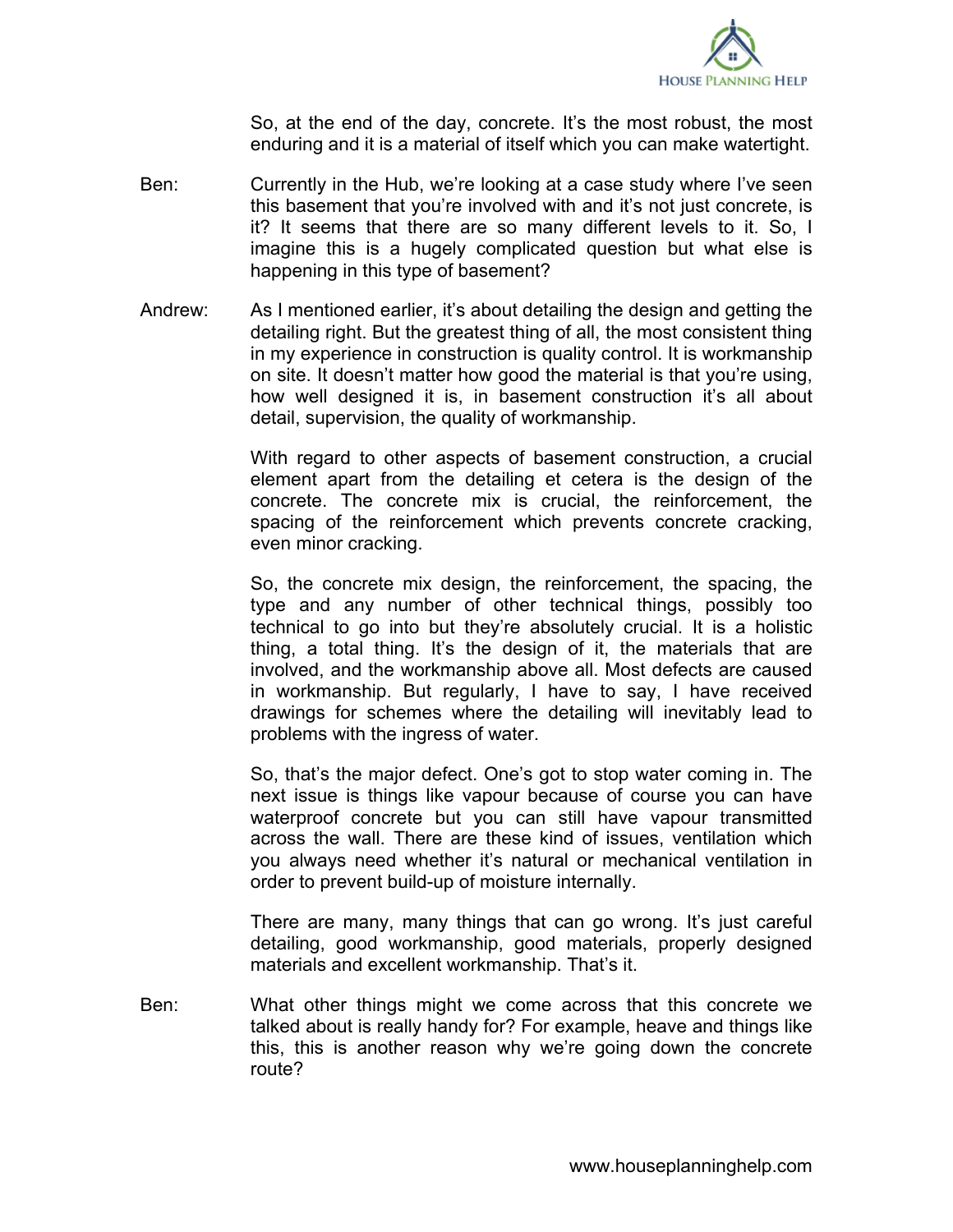So, at the end of the day, concrete. It's the most robust, the most enduring and it is a material of itself which you can make watertight.

Ben: Currently in the Hub, we're looking at a case study where I've seen this basement that you're involved with and it's not just concrete, is it? It seems that there are so many different levels to it. So, I imagine this is a hugely complicated question but what else is happening in this type of basement?

Andrew: As I mentioned earlier, it's about detailing the design and getting the detailing right. But the greatest thing of all, the most consistent thing in my experience in construction is quality control. It is workmanship on site. It doesn't matter how good the material is that you're using, how well designed it is, in basement construction it's all about detail, supervision, the quality of workmanship.

With regard to other aspects of basement construction, a crucial element apart from the detailing et cetera is the design of the concrete. The concrete mix is crucial, the reinforcement, the spacing of the reinforcement which prevents concrete cracking, even minor cracking.

So, the concrete mix design, the reinforcement, the spacing, the type and any number of other technical things, possibly too technical to go into but they're absolutely crucial. It is a holistic thing, a total thing. It's the design of it, the materials that are involved, and the workmanship above all. Most defects are caused in workmanship. But regularly, I have to say, I have received drawings for schemes where the detailing will inevitably lead to problems with the ingress of water.

So, that's the major defect. One's got to stop water coming in. The next issue is things like vapour because of course you can have waterproof concrete but you can still have vapour transmitted across the wall. There are these kind of issues, ventilation which you always need whether it's natural or mechanical ventilation in order to prevent build-up of moisture internally.

There are many, many things that can go wrong. It's just careful detailing, good workmanship, good materials, properly designed materials and excellent workmanship. That's it.

Ben: What other things might we come across that this concrete we talked about is really handy for? For example, heave and things like this, this is another reason why we're going down the concrete route?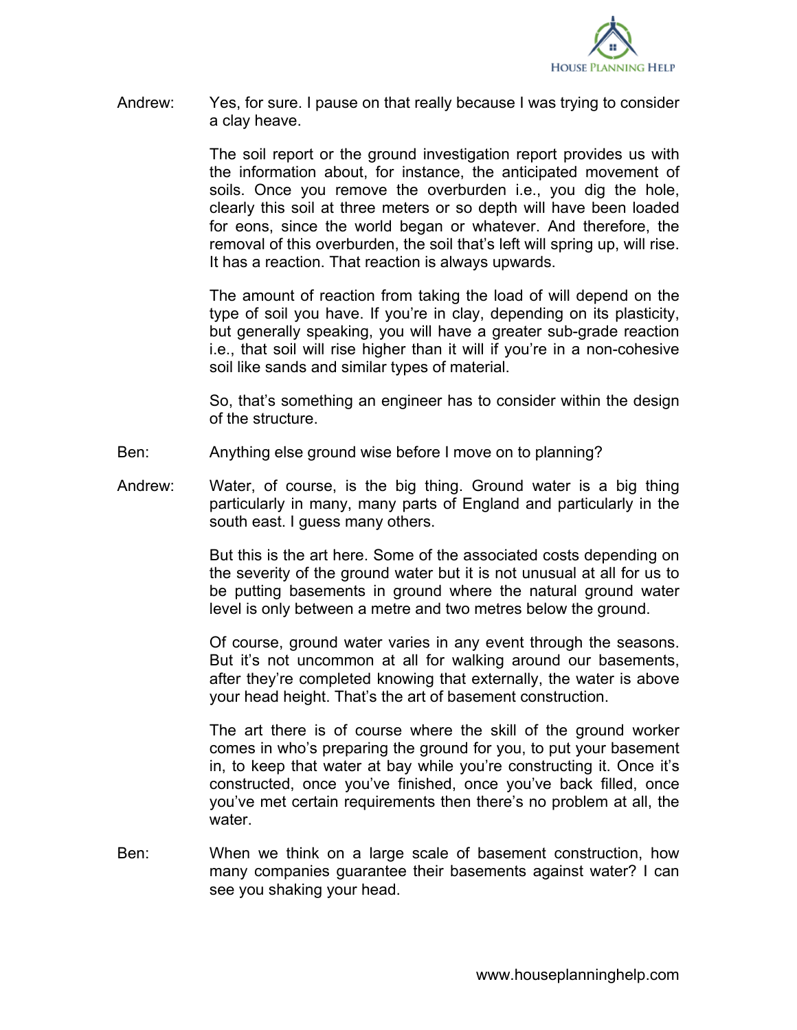Andrew: Yes, for sure. I pause on that really because I was trying to consider a clay heave.

The soil report or the ground investigation report provides us with the information about, for instance, the anticipated movement of soils. Once you remove the overburden i.e., you dig the hole, clearly this soil at three meters or so depth will have been loaded for eons, since the world began or whatever. And therefore, the removal of this overburden, the soil that's left will spring up, will rise. It has a reaction. That reaction is always upwards.

The amount of reaction from taking the load of will depend on the type of soil you have. If you're in clay, depending on its plasticity, but generally speaking, you will have a greater sub-grade reaction i.e., that soil will rise higher than it will if you're in a non-cohesive soil like sands and similar types of material.

So, that's something an engineer has to consider within the design of the structure.

Ben: Anything else ground wise before I move on to planning?

Andrew: Water, of course, is the big thing. Ground water is a big thing particularly in many, many parts of England and particularly in the south east. I guess many others.

But this is the art here. Some of the associated costs depending on the severity of the ground water but it is not unusual at all for us to be putting basements in ground where the natural ground water level is only between a metre and two metres below the ground.

Of course, ground water varies in any event through the seasons. But it's not uncommon at all for walking around our basements, after they're completed knowing that externally, the water is above your head height. That's the art of basement construction.

The art there is of course where the skill of the ground worker comes in who's preparing the ground for you, to put your basement in, to keep that water at bay while you're constructing it. Once it's constructed, once you've finished, once you've back filled, once you've met certain requirements then there's no problem at all, the water.

Ben: When we think on a large scale of basement construction, how many companies guarantee their basements against water? I can see you shaking your head.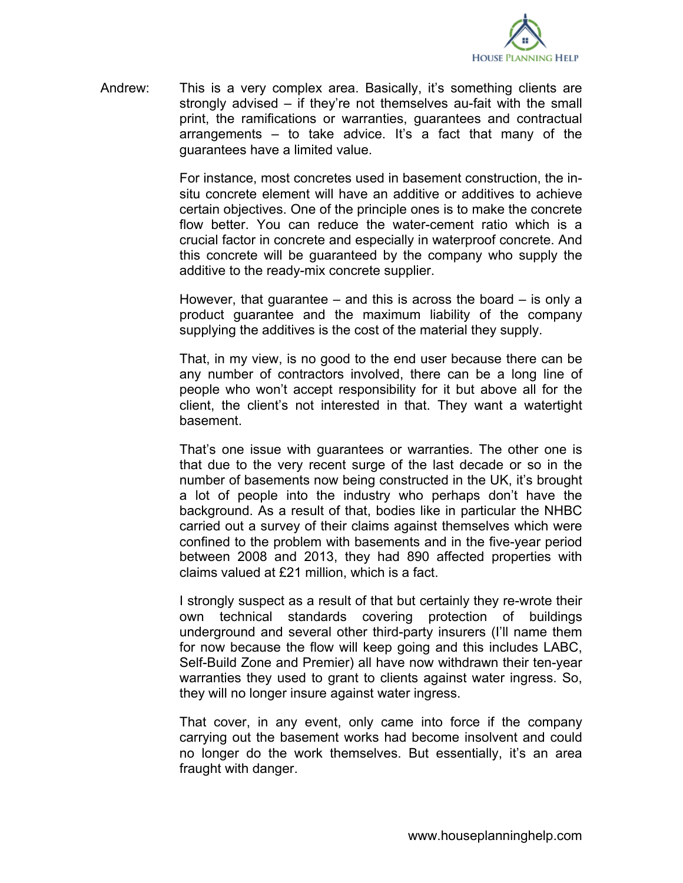Andrew: This is a very complex area. Basically, it's something clients are strongly advised – if they're not themselves au-fait with the small print, the ramifications or warranties, guarantees and contractual arrangements – to take advice. It's a fact that many of the guarantees have a limited value.

For instance, most concretes used in basement construction, the in-situ concrete element will have an additive or additives to achieve certain objectives. One of the principle ones is to make the concrete flow better. You can reduce the water-cement ratio which is a crucial factor in concrete and especially in waterproof concrete. And this concrete will be guaranteed by the company who supply the additive to the ready-mix concrete supplier.

However, that guarantee – and this is across the board – is only a product guarantee and the maximum liability of the company supplying the additives is the cost of the material they supply.

That, in my view, is no good to the end user because there can be any number of contractors involved, there can be a long line of people who won't accept responsibility for it but above all for the client, the client's not interested in that. They want a watertight basement.

That's one issue with guarantees or warranties. The other one is that due to the very recent surge of the last decade or so in the number of basements now being constructed in the UK, it's brought a lot of people into the industry who perhaps don't have the background. As a result of that, bodies like in particular the NHBC carried out a survey of their claims against themselves which were confined to the problem with basements and in the five-year period between 2008 and 2013, they had 890 affected properties with claims valued at £21 million, which is a fact.

I strongly suspect as a result of that but certainly they re-wrote their own technical standards covering protection of buildings underground and several other third-party insurers (I'll name them for now because the flow will keep going and this includes LABC, Self-Build Zone and Premier) all have now withdrawn their ten-year warranties they used to grant to clients against water ingress. So, they will no longer insure against water ingress.

That cover, in any event, only came into force if the company carrying out the basement works had become insolvent and could no longer do the work themselves. But essentially, it's an area fraught with danger.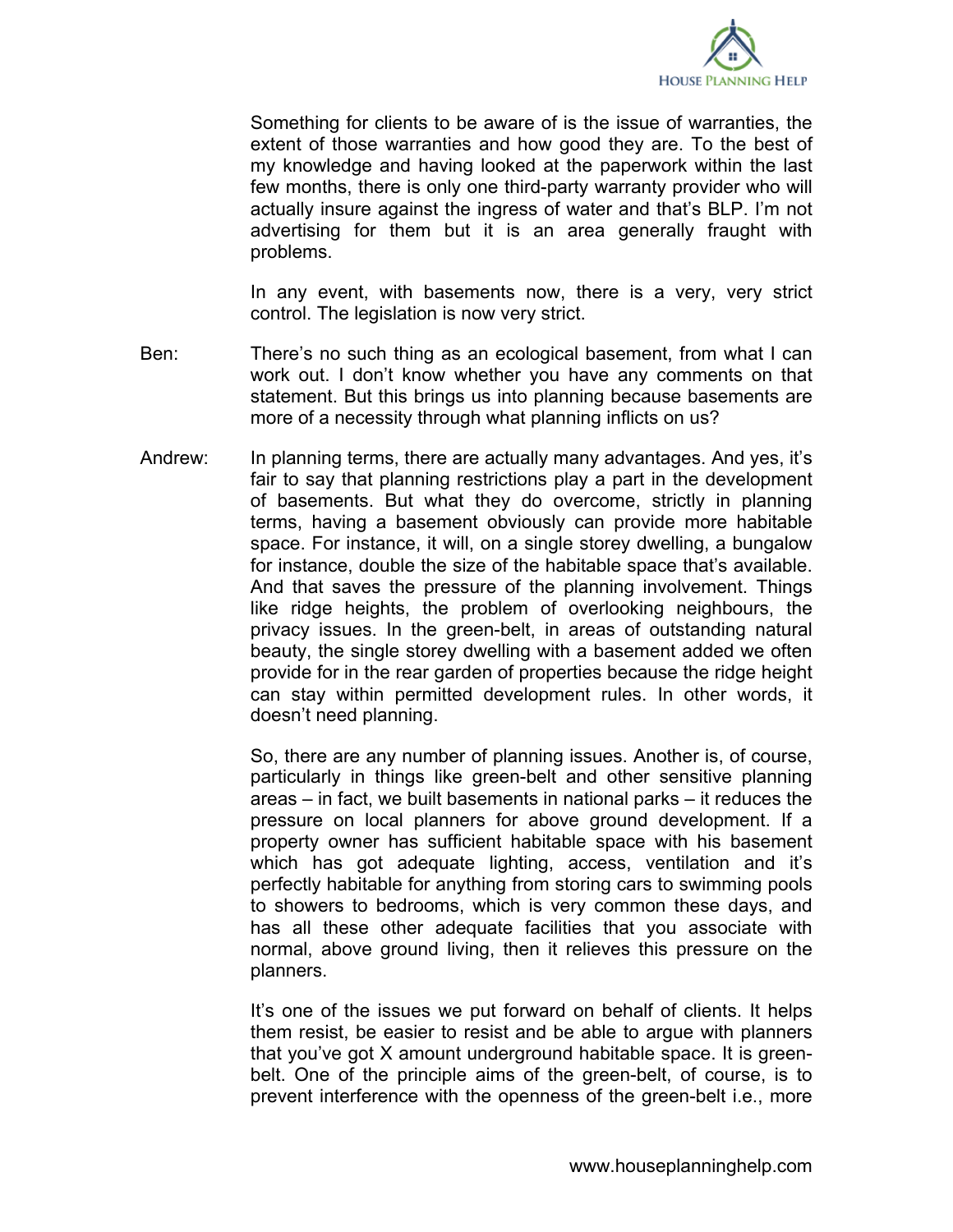Something for clients to be aware of is the issue of warranties, the extent of those warranties and how good they are. To the best of my knowledge and having looked at the paperwork within the last few months, there is only one third-party warranty provider who will actually insure against the ingress of water and that's BLP. I'm not advertising for them but it is an area generally fraught with problems.

In any event, with basements now, there is a very, very strict control. The legislation is now very strict.

Ben: There's no such thing as an ecological basement, from what I can work out. I don't know whether you have any comments on that statement. But this brings us into planning because basements are more of a necessity through what planning inflicts on us?

Andrew: In planning terms, there are actually many advantages. And yes, it's fair to say that planning restrictions play a part in the development of basements. But what they do overcome, strictly in planning terms, having a basement obviously can provide more habitable space. For instance, it will, on a single storey dwelling, a bungalow for instance, double the size of the habitable space that's available. And that saves the pressure of the planning involvement. Things like ridge heights, the problem of overlooking neighbours, the privacy issues. In the green-belt, in areas of outstanding natural beauty, the single storey dwelling with a basement added we often provide for in the rear garden of properties because the ridge height can stay within permitted development rules. In other words, it doesn't need planning.

So, there are any number of planning issues. Another is, of course, particularly in things like green-belt and other sensitive planning areas – in fact, we built basements in national parks – it reduces the pressure on local planners for above ground development. If a property owner has sufficient habitable space with his basement which has got adequate lighting, access, ventilation and it's perfectly habitable for anything from storing cars to swimming pools to showers to bedrooms, which is very common these days, and has all these other adequate facilities that you associate with normal, above ground living, then it relieves this pressure on the planners.

It's one of the issues we put forward on behalf of clients. It helps them resist, be easier to resist and be able to argue with planners that you've got X amount underground habitable space. It is green-belt. One of the principle aims of the green-belt, of course, is to prevent interference with the openness of the green-belt i.e., more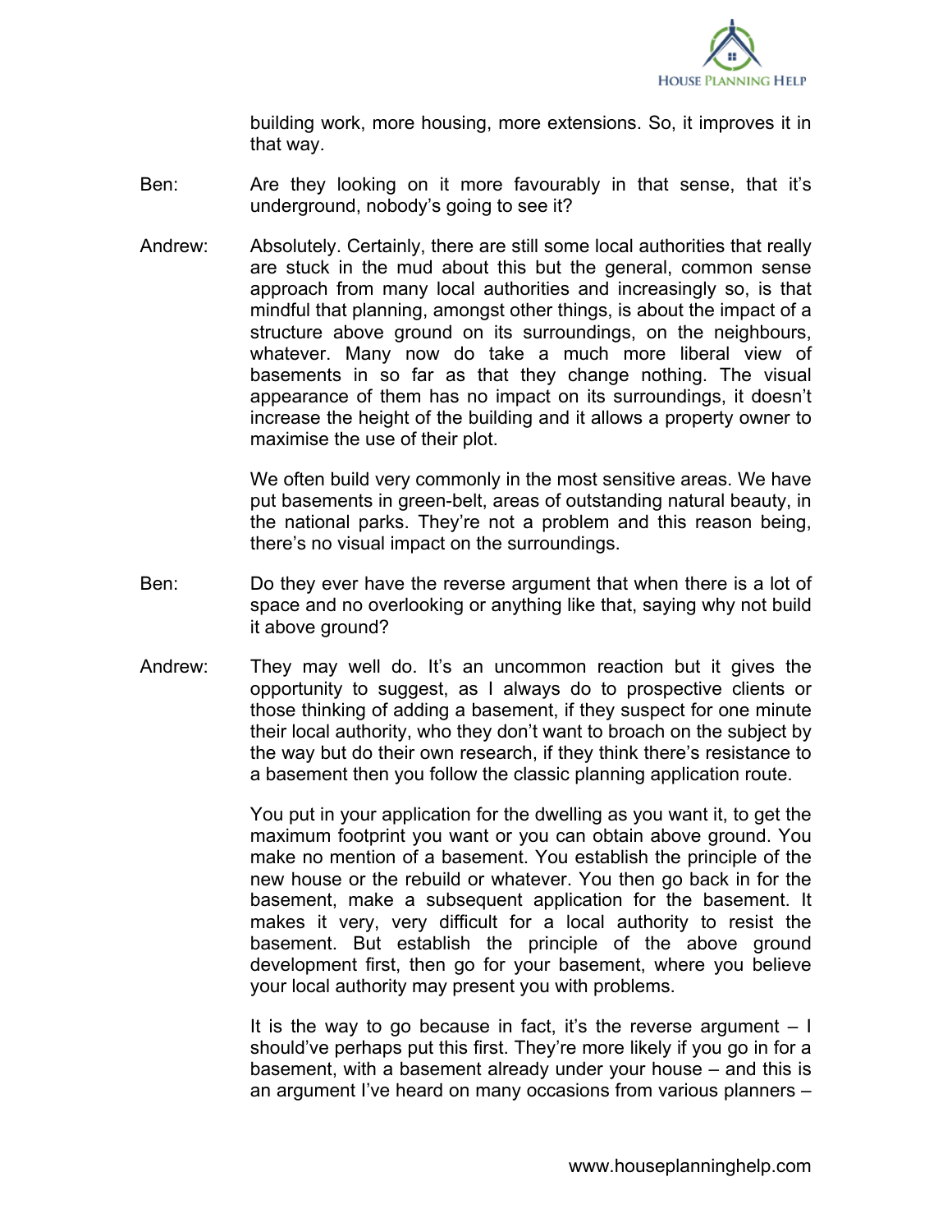building work, more housing, more extensions. So, it improves it in that way.

Ben: Are they looking on it more favourably in that sense, that it's underground, nobody's going to see it?

Andrew: Absolutely. Certainly, there are still some local authorities that really are stuck in the mud about this but the general, common sense approach from many local authorities and increasingly so, is that mindful that planning, amongst other things, is about the impact of a structure above ground on its surroundings, on the neighbours, whatever. Many now do take a much more liberal view of basements in so far as that they change nothing. The visual appearance of them has no impact on its surroundings, it doesn't increase the height of the building and it allows a property owner to maximise the use of their plot.

We often build very commonly in the most sensitive areas. We have put basements in green-belt, areas of outstanding natural beauty, in the national parks. They're not a problem and this reason being, there's no visual impact on the surroundings.

Ben: Do they ever have the reverse argument that when there is a lot of space and no overlooking or anything like that, saying why not build it above ground?

Andrew: They may well do. It's an uncommon reaction but it gives the opportunity to suggest, as I always do to prospective clients or those thinking of adding a basement, if they suspect for one minute their local authority, who they don't want to broach on the subject by the way but do their own research, if they think there's resistance to a basement then you follow the classic planning application route.

You put in your application for the dwelling as you want it, to get the maximum footprint you want or you can obtain above ground. You make no mention of a basement. You establish the principle of the new house or the rebuild or whatever. You then go back in for the basement, make a subsequent application for the basement. It makes it very, very difficult for a local authority to resist the basement. But establish the principle of the above ground development first, then go for your basement, where you believe your local authority may present you with problems.

It is the way to go because in fact, it's the reverse argument – I should've perhaps put this first. They're more likely if you go in for a basement, with a basement already under your house – and this is an argument I've heard on many occasions from various planners –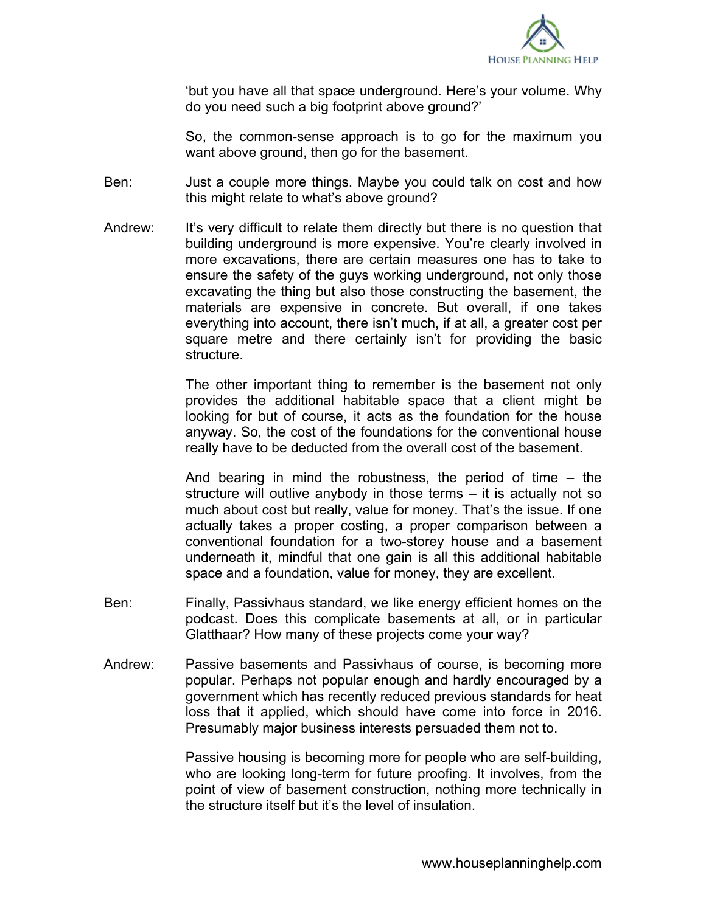'but you have all that space underground. Here's your volume. Why do you need such a big footprint above ground?'

So, the common-sense approach is to go for the maximum you want above ground, then go for the basement.

Ben: Just a couple more things. Maybe you could talk on cost and how this might relate to what's above ground?

Andrew: It's very difficult to relate them directly but there is no question that building underground is more expensive. You're clearly involved in more excavations, there are certain measures one has to take to ensure the safety of the guys working underground, not only those excavating the thing but also those constructing the basement, the materials are expensive in concrete. But overall, if one takes everything into account, there isn't much, if at all, a greater cost per square metre and there certainly isn't for providing the basic structure.

The other important thing to remember is the basement not only provides the additional habitable space that a client might be looking for but of course, it acts as the foundation for the house anyway. So, the cost of the foundations for the conventional house really have to be deducted from the overall cost of the basement.

And bearing in mind the robustness, the period of time – the structure will outlive anybody in those terms – it is actually not so much about cost but really, value for money. That's the issue. If one actually takes a proper costing, a proper comparison between a conventional foundation for a two-storey house and a basement underneath it, mindful that one gain is all this additional habitable space and a foundation, value for money, they are excellent.

Ben: Finally, Passivhaus standard, we like energy efficient homes on the podcast. Does this complicate basements at all, or in particular Glatthaar? How many of these projects come your way?

Andrew: Passive basements and Passivhaus of course, is becoming more popular. Perhaps not popular enough and hardly encouraged by a government which has recently reduced previous standards for heat loss that it applied, which should have come into force in 2016. Presumably major business interests persuaded them not to.

Passive housing is becoming more for people who are self-building, who are looking long-term for future proofing. It involves, from the point of view of basement construction, nothing more technically in the structure itself but it's the level of insulation.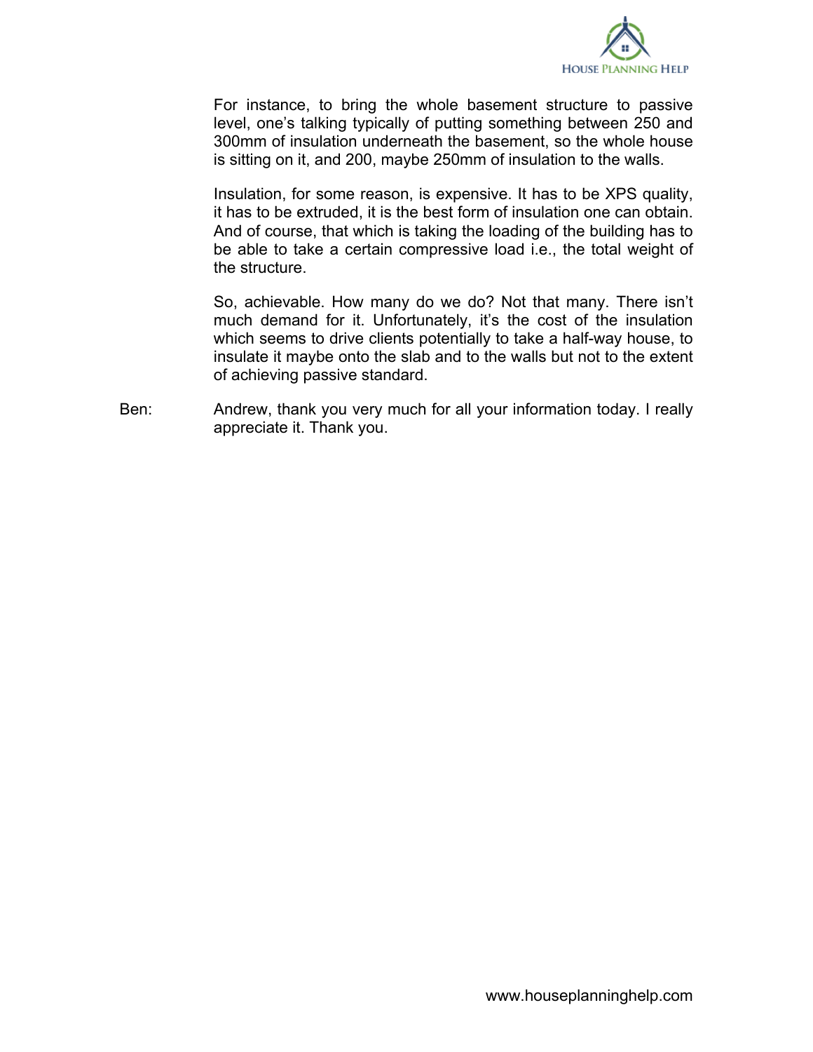For instance, to bring the whole basement structure to passive level, one's talking typically of putting something between 250 and 300mm of insulation underneath the basement, so the whole house is sitting on it, and 200, maybe 250mm of insulation to the walls.

Insulation, for some reason, is expensive. It has to be XPS quality, it has to be extruded, it is the best form of insulation one can obtain. And of course, that which is taking the loading of the building has to be able to take a certain compressive load i.e., the total weight of the structure.

So, achievable. How many do we do? Not that many. There isn't much demand for it. Unfortunately, it's the cost of the insulation which seems to drive clients potentially to take a half-way house, to insulate it maybe onto the slab and to the walls but not to the extent of achieving passive standard.

Ben: Andrew, thank you very much for all your information today. I really appreciate it. Thank you.